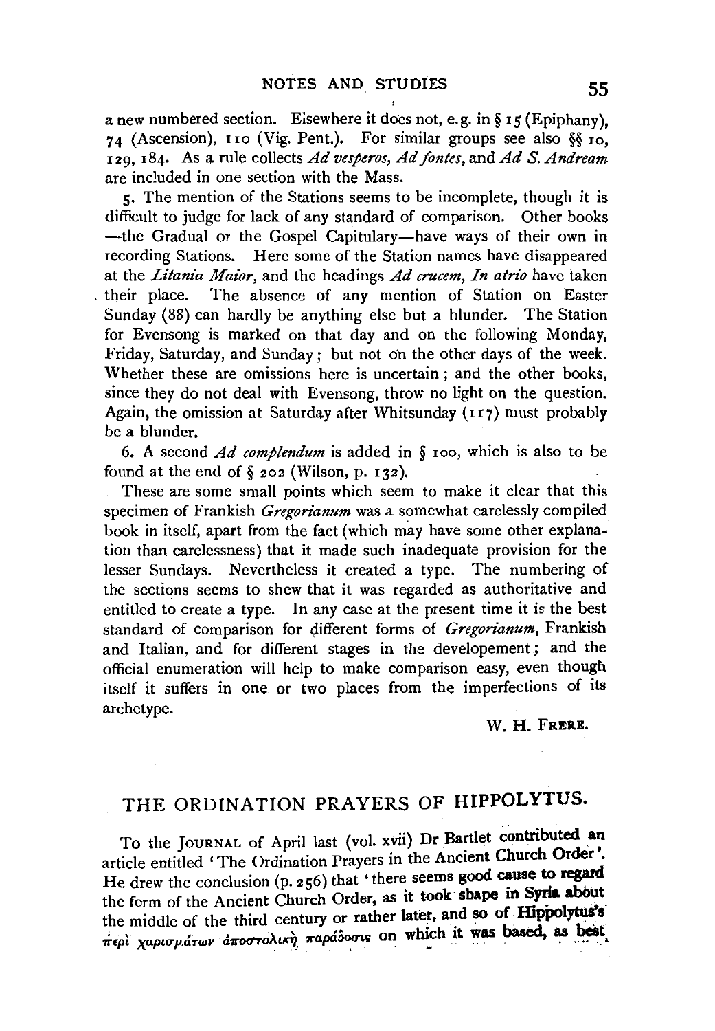a new numbered section. Elsewhere it does not, e.g. in § 15 (Epiphany), 74 (Ascension), 110 (Vig. Pent.). For similar groups see also §§ 10, 129, 184. As a rule collects *Ad vesperos*, *Ad fontes*, and *Ad S. Andream* are included in one section with the Mass.

5. The mention of the Stations seems to be incomplete, though it is difficult to judge for lack of any standard of comparison. Other books —the Gradual or the Gospel Capitulary—have ways of their own in recording Stations. Here some of the Station names have disappeared at the *Litania Maior*, and the headings *Ad crucem*, *In atrio* have taken their place. The absence of any mention of Station on Easter Sunday (88) can hardly be anything else but a blunder. The Station for Evensong is marked on that day and on the following Monday, Friday, Saturday, and Sunday; but not on the other days of the week. Whether these are omissions here is uncertain; and the other books, since they do not deal with Evensong, throw no light on the question. Again, the omission at Saturday after Whitsunday (117) must probably be a blunder.

6. A second *Ad complendum* is added in § 100, which is also to be found at the end of § 202 (Wilson, p. 132).

These are some small points which seem to make it clear that this specimen of Frankish *Gregorianum* was a somewhat carelessly compiled book in itself, apart from the fact (which may have some other explanation than carelessness) that it made such inadequate provision for the lesser Sundays. Nevertheless it created a type. The numbering of the sections seems to shew that it was regarded as authoritative and entitled to create a type. In any case at the present time it is the best standard of comparison for different forms of *Gregorianum*, Frankish and Italian, and for different stages in the developement; and the official enumeration will help to make comparison easy, even though itself it suffers in one or two places from the imperfections of its archetype.

W. H. FRERE.

## THE ORDINATION PRAYERS OF HIPPOLYTUS.

To the JOURNAL of April last (vol. xvii) Dr Bartlet contributed an article entitled 'The Ordination Prayers in the Ancient Church Order'. He drew the conclusion (p. 256) that 'there seems good cause to regard the form of the Ancient Church Order, as it took shape in Syria about the middle of the third century or rather later, and so of Hippolytus's περὶ χαρισμάτων ἀποστολικὴ παράδοσις on which it was based, as best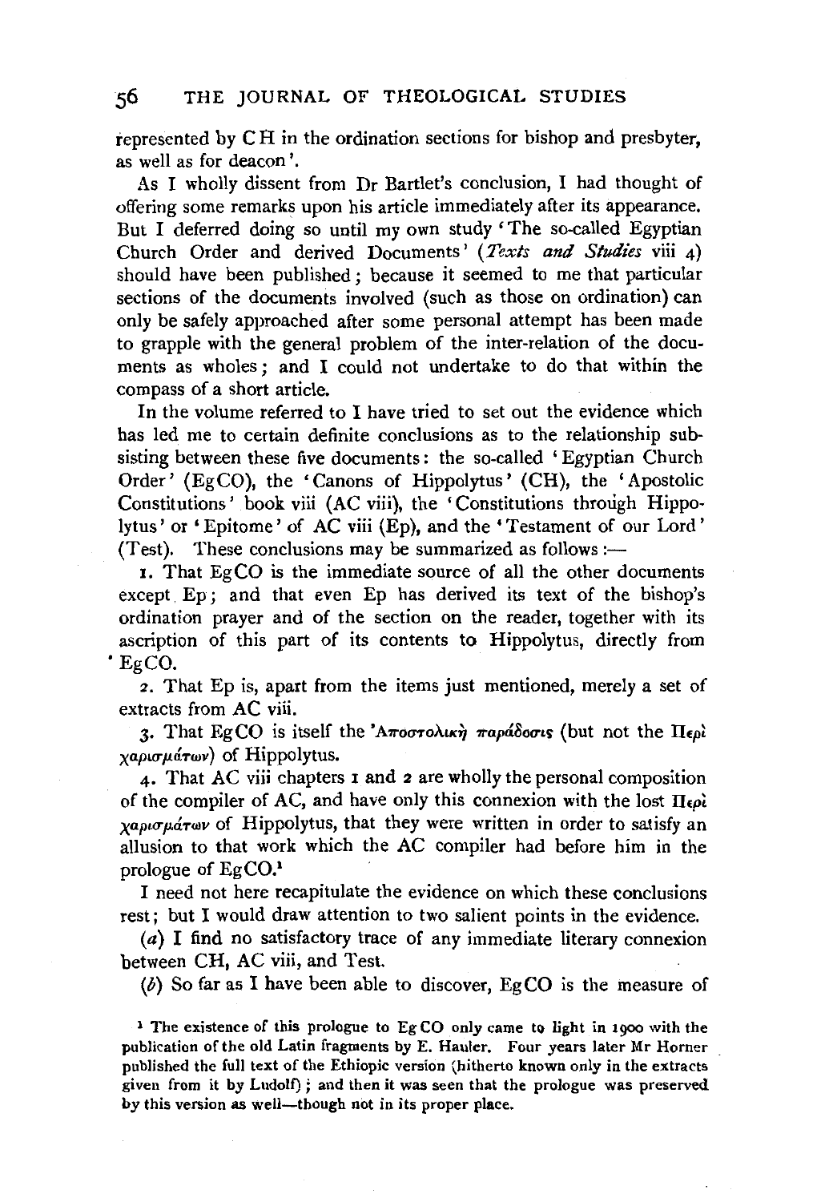represented by CH in the ordination sections for bishop and presbyter, as well as for deacon'.

As I wholly dissent from Dr Bartlet's conclusion, I had thought of offering some remarks upon his article immediately after its appearance. But I deferred doing so until my own study 'The so-called Egyptian Church Order and derived Documents' (*Texts and Studies* viii 4) should have been published; because it seemed to me that particular sections of the documents involved (such as those on ordination) can only be safely approached after some personal attempt has been made to grapple with the general problem of the inter-relation of the documents as wholes; and I could not undertake to do that within the compass of a short article.

In the volume referred to I have tried to set out the evidence which has led me to certain definite conclusions as to the relationship subsisting between these five documents: the so-called 'Egyptian Church Order' (EgCO), the 'Canons of Hippolytus' (CH), the 'Apostolic Constitutions' book viii (AC viii), the 'Constitutions through Hippolytus' or 'Epitome' of AC viii (Ep), and the 'Testament of our Lord' (Test). These conclusions may be summarized as follows:—

1. That EgCO is the immediate source of all the other documents except Ep; and that even Ep has derived its text of the bishop's ordination prayer and of the section on the reader, together with its ascription of this part of its contents to Hippolytus, directly from EgCO.

2. That Ep is, apart from the items just mentioned, merely a set of extracts from AC viii.

3. That EgCO is itself the Ἀποστολικὴ παράδοσις (but not the Περὶ χαρισμάτων) of Hippolytus.

4. That AC viii chapters 1 and 2 are wholly the personal composition of the compiler of AC, and have only this connexion with the lost Περὶ χαρισμάτων of Hippolytus, that they were written in order to satisfy an allusion to that work which the AC compiler had before him in the prologue of EgCO.[1]

I need not here recapitulate the evidence on which these conclusions rest; but I would draw attention to two salient points in the evidence.

(*a*) I find no satisfactory trace of any immediate literary connexion between CH, AC viii, and Test.

(*b*) So far as I have been able to discover, EgCO is the measure of

[1] The existence of this prologue to EgCO only came to light in 1900 with the publication of the old Latin fragments by E. Hauler. Four years later Mr Horner published the full text of the Ethiopic version (hitherto known only in the extracts given from it by Ludolf); and then it was seen that the prologue was preserved by this version as well—though not in its proper place.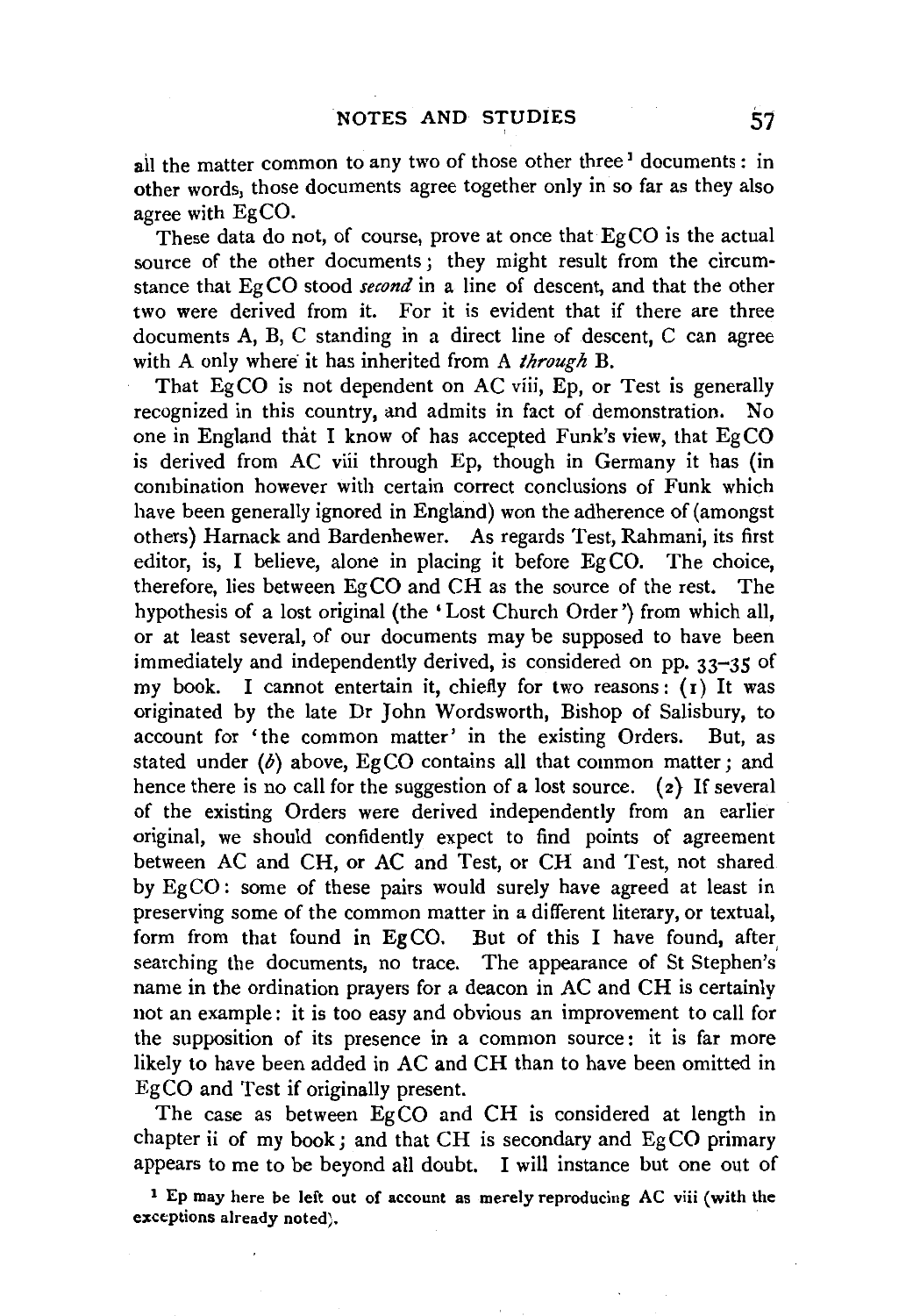all the matter common to any two of those other three[1] documents: in other words, those documents agree together only in so far as they also agree with EgCO.

These data do not, of course, prove at once that EgCO is the actual source of the other documents; they might result from the circumstance that EgCO stood *second* in a line of descent, and that the other two were derived from it. For it is evident that if there are three documents A, B, C standing in a direct line of descent, C can agree with A only where it has inherited from A *through* B.

That EgCO is not dependent on AC viii, Ep, or Test is generally recognized in this country, and admits in fact of demonstration. No one in England that I know of has accepted Funk's view, that EgCO is derived from AC viii through Ep, though in Germany it has (in combination however with certain correct conclusions of Funk which have been generally ignored in England) won the adherence of (amongst others) Harnack and Bardenhewer. As regards Test, Rahmani, its first editor, is, I believe, alone in placing it before EgCO. The choice, therefore, lies between EgCO and CH as the source of the rest. The hypothesis of a lost original (the 'Lost Church Order') from which all, or at least several, of our documents may be supposed to have been immediately and independently derived, is considered on pp. 33–35 of my book. I cannot entertain it, chiefly for two reasons: (1) It was originated by the late Dr John Wordsworth, Bishop of Salisbury, to account for 'the common matter' in the existing Orders. But, as stated under (*b*) above, EgCO contains all that common matter; and hence there is no call for the suggestion of a lost source. (2) If several of the existing Orders were derived independently from an earlier original, we should confidently expect to find points of agreement between AC and CH, or AC and Test, or CH and Test, not shared by EgCO: some of these pairs would surely have agreed at least in preserving some of the common matter in a different literary, or textual, form from that found in EgCO. But of this I have found, after searching the documents, no trace. The appearance of St Stephen's name in the ordination prayers for a deacon in AC and CH is certainly not an example: it is too easy and obvious an improvement to call for the supposition of its presence in a common source: it is far more likely to have been added in AC and CH than to have been omitted in EgCO and Test if originally present.

The case as between EgCO and CH is considered at length in chapter ii of my book; and that CH is secondary and EgCO primary appears to me to be beyond all doubt. I will instance but one out of

[1] Ep may here be left out of account as merely reproducing AC viii (with the exceptions already noted).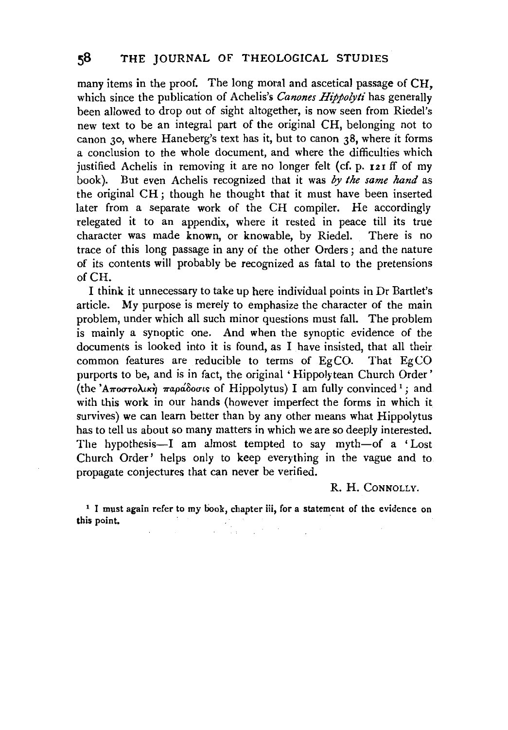many items in the proof. The long moral and ascetical passage of CH, which since the publication of Achelis's *Canones Hippolyti* has generally been allowed to drop out of sight altogether, is now seen from Riedel's new text to be an integral part of the original CH, belonging not to canon 30, where Haneberg's text has it, but to canon 38, where it forms a conclusion to the whole document, and where the difficulties which justified Achelis in removing it are no longer felt (cf. p. 121 ff of my book). But even Achelis recognized that it was *by the same hand* as the original CH; though he thought that it must have been inserted later from a separate work of the CH compiler. He accordingly relegated it to an appendix, where it rested in peace till its true character was made known, or knowable, by Riedel. There is no trace of this long passage in any of the other Orders; and the nature of its contents will probably be recognized as fatal to the pretensions of CH.

I think it unnecessary to take up here individual points in Dr Bartlet's article. My purpose is merely to emphasize the character of the main problem, under which all such minor questions must fall. The problem is mainly a synoptic one. And when the synoptic evidence of the documents is looked into it is found, as I have insisted, that all their common features are reducible to terms of EgCO. That EgCO purports to be, and is in fact, the original 'Hippolytean Church Order' (the 'Ἀποστολικὴ παράδοσις of Hippolytus) I am fully convinced[1]; and with this work in our hands (however imperfect the forms in which it survives) we can learn better than by any other means what Hippolytus has to tell us about so many matters in which we are so deeply interested. The hypothesis—I am almost tempted to say myth—of a 'Lost Church Order' helps only to keep everything in the vague and to propagate conjectures that can never be verified.

R. H. CONNOLLY.

[1] I must again refer to my book, chapter iii, for a statement of the evidence on this point.